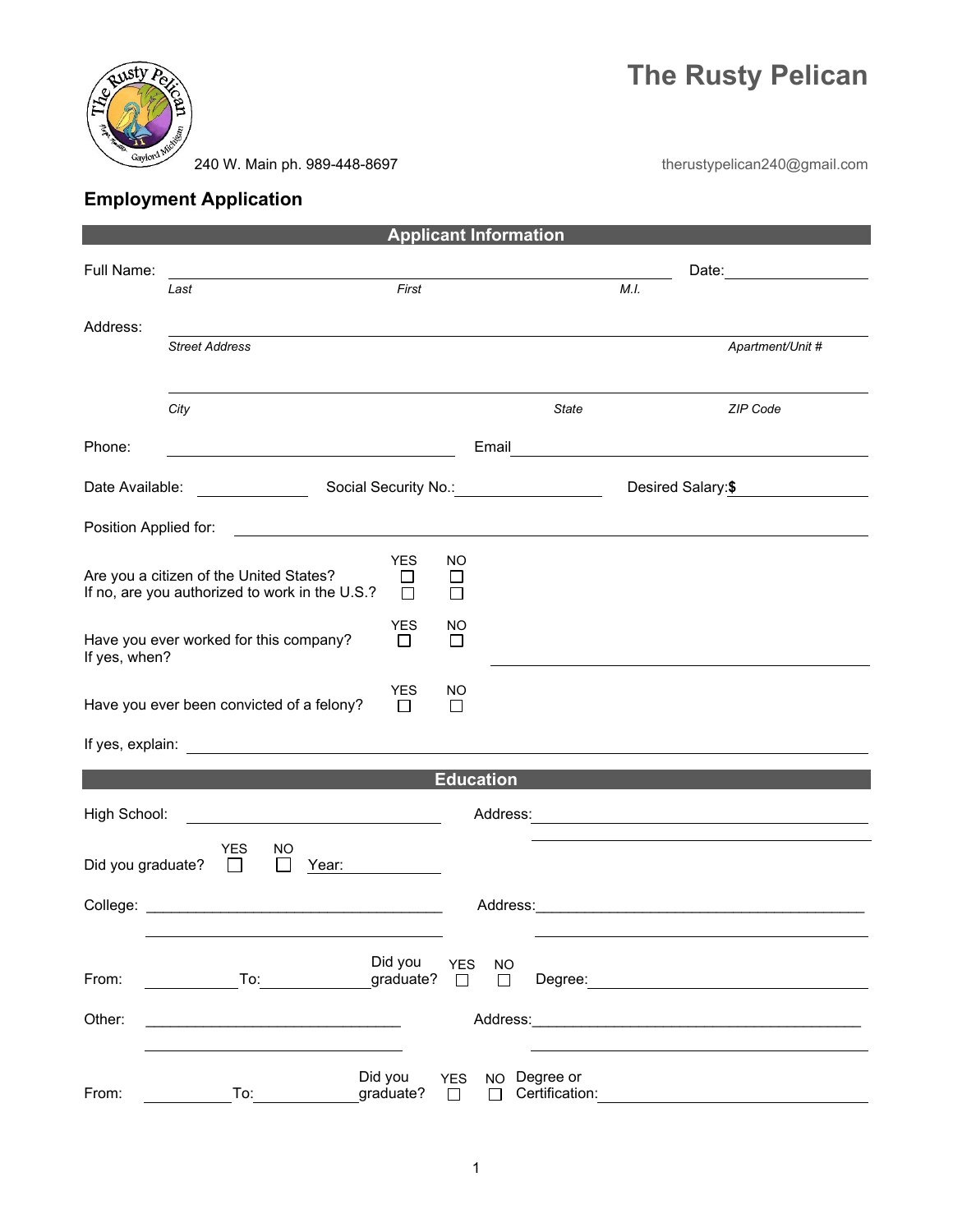# The Rusty Pelican

240 W. Main ph. 989-448-8697

therustypelican240@gmail.com

## Employment Application

### Applicant Information

Full Name: ______________________________________________ Date: ____________

*Last* *First* *M.I.*

Address: ______________________________________________

*Street Address* *Apartment/Unit #*

______________________________________________

*City* *State* *ZIP Code*

Phone: ____________________ Email ____________________

Date Available: __________ Social Security No.: ____________ Desired Salary:**$** ____________

Position Applied for: ______________________________________________

| | YES | NO |
|---|---|---|
| Are you a citizen of the United States? | ☐ | ☐ |
| If no, are you authorized to work in the U.S.? | ☐ | ☐ |

| | YES | NO |
|---|---|---|
| Have you ever worked for this company? | ☐ | ☐ |

If yes, when? ____________________

| | YES | NO |
|---|---|---|
| Have you ever been convicted of a felony? | ☐ | ☐ |

If yes, explain: ______________________________________________

### Education

High School: ____________________ Address: ____________________

____________________

Did you graduate? YES ☐ NO ☐ Year: __________

College: ____________________ Address: ____________________

____________________ ____________________

From: __________ To: __________ Did you graduate? YES ☐ NO ☐ Degree: ____________________

Other: ____________________ Address: ____________________

____________________ ____________________

From: __________ To: __________ Did you graduate? YES ☐ NO ☐ Degree or Certification: ____________________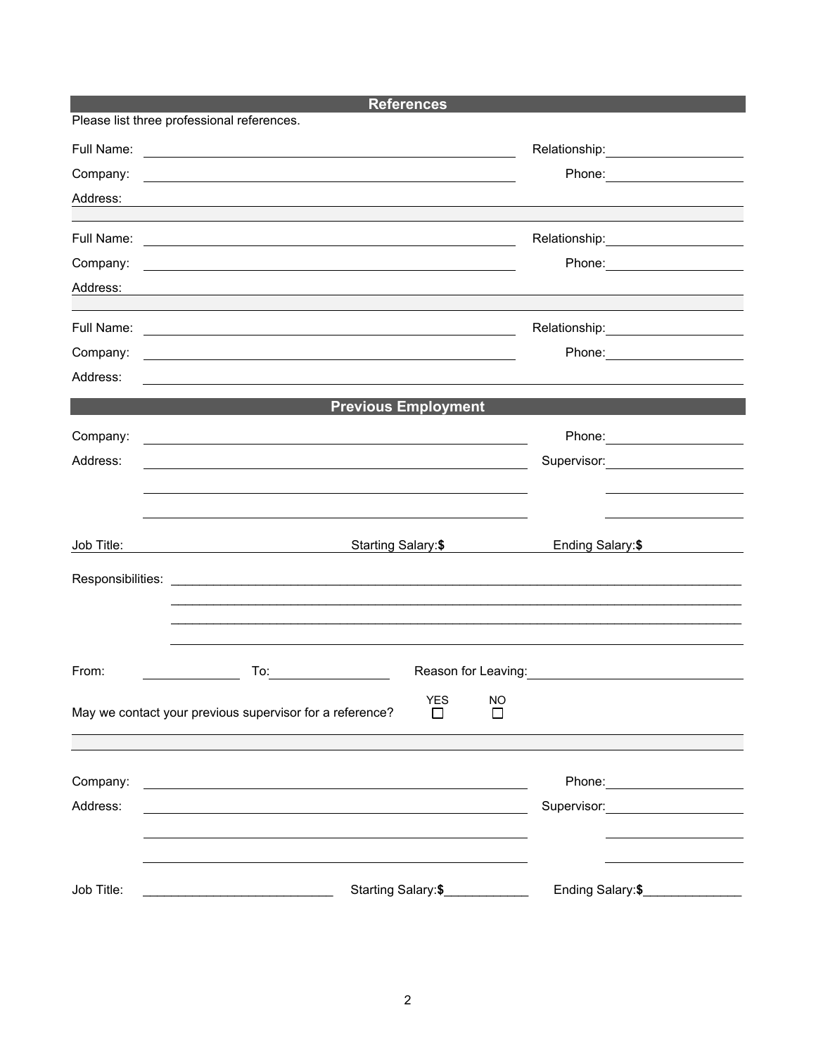## References

Please list three professional references.

Full Name: ______________________________ Relationship: ______________

Company: ______________________________ Phone: ______________

Address: ______________________________

Full Name: ______________________________ Relationship: ______________

Company: ______________________________ Phone: ______________

Address: ______________________________

Full Name: ______________________________ Relationship: ______________

Company: ______________________________ Phone: ______________

Address: ______________________________

## Previous Employment

Company: ______________________________ Phone: ______________

Address: ______________________________ Supervisor: ______________

______________________________

______________________________

Job Title: ______________ Starting Salary:**$** ______________ Ending Salary:**$** ______________

Responsibilities: ______________________________________________

______________________________________________

______________________________________________

______________________________________________

From: ______________ To: ______________ Reason for Leaving: ______________

May we contact your previous supervisor for a reference? YES ☐ NO ☐

Company: ______________________________ Phone: ______________

Address: ______________________________ Supervisor: ______________

______________________________

______________________________

Job Title: ______________ Starting Salary:**$** ______________ Ending Salary:**$** ______________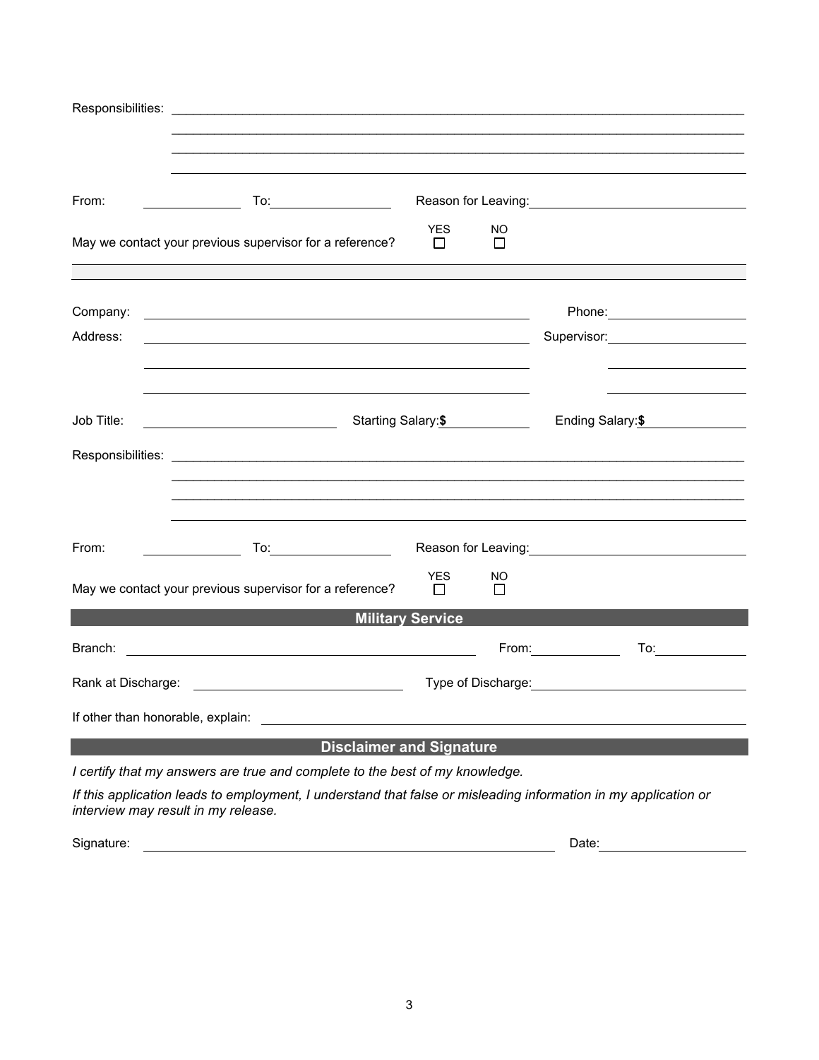Responsibilities: ______________________________________________________________________________

______________________________________________________________________________

______________________________________________________________________________

______________________________________________________________________________

From: ____________ To: ________________ Reason for Leaving: ____________________________

May we contact your previous supervisor for a reference? YES ☐ NO ☐

---

Company: ______________________________________________ Phone: __________________

Address: ______________________________________________ Supervisor: __________________

______________________________________________ __________________

______________________________________________ __________________

Job Title: ________________________ Starting Salary: $ ___________ Ending Salary: $ ______________

Responsibilities: ______________________________________________________________________________

______________________________________________________________________________

______________________________________________________________________________

______________________________________________________________________________

From: ____________ To: ________________ Reason for Leaving: ____________________________

May we contact your previous supervisor for a reference? YES ☐ NO ☐

## Military Service

Branch: ______________________________________________ From: ____________ To: ____________

Rank at Discharge: ___________________________ Type of Discharge: ____________________________

If other than honorable, explain: ______________________________________________________________

## Disclaimer and Signature

*I certify that my answers are true and complete to the best of my knowledge.*

*If this application leads to employment, I understand that false or misleading information in my application or interview may result in my release.*

Signature: ______________________________________________________ Date: ____________________